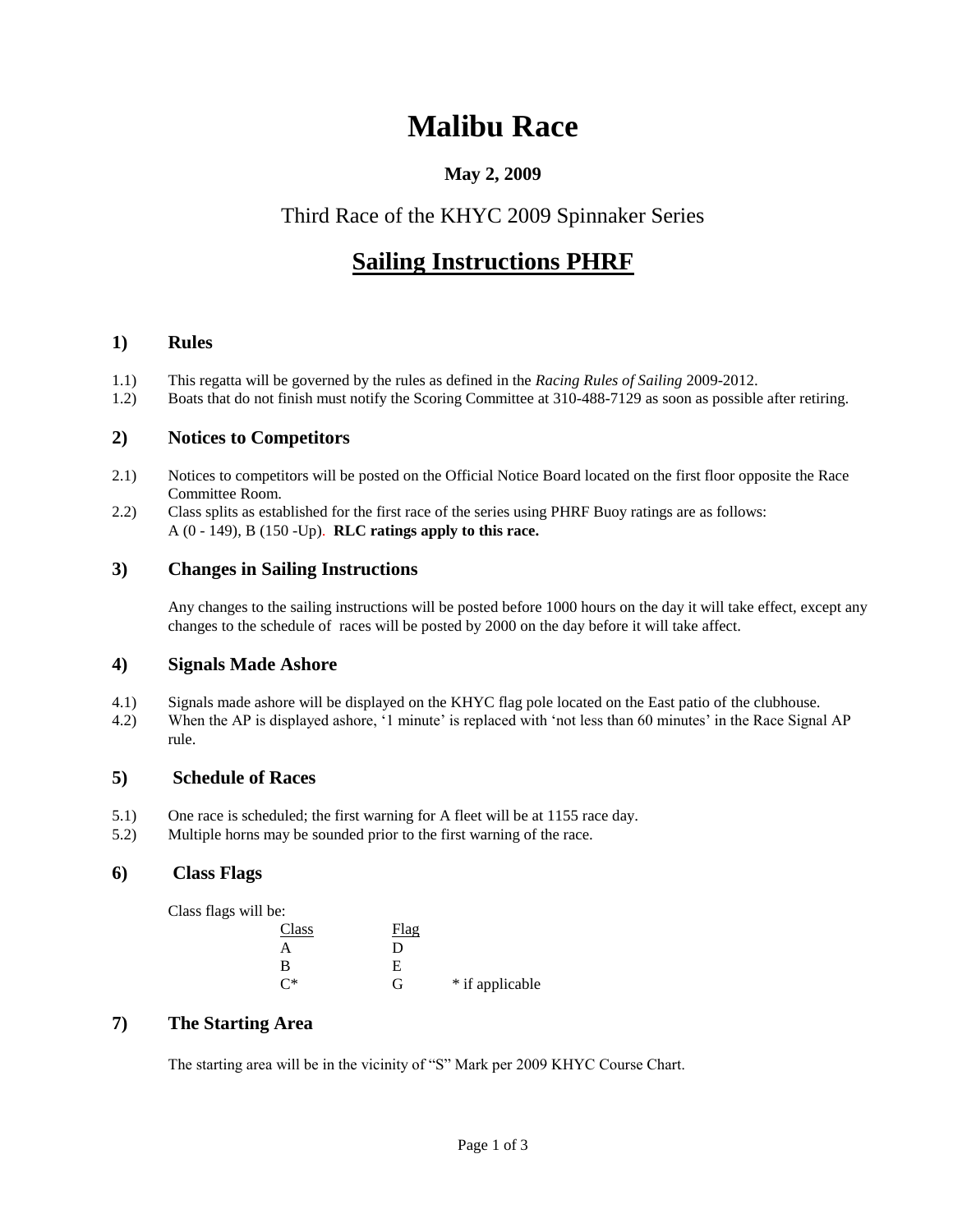# Malibu Race

### May 2, 2009

## Third Race of the KHYC 2009 Spinnaker Series

## Sailing Instructions PHRF

### 1) Rules

1.1) This regatta will be governed by the rules as defined in the *Racing Rules of Sailing* 2009-2012.

1.2) Boats that do not finish must notify the Scoring Committee at 310-488-7129 as soon as possible after retiring.

### 2) Notices to Competitors

2.1) Notices to competitors will be posted on the Official Notice Board located on the first floor opposite the Race Committee Room.

2.2) Class splits as established for the first race of the series using PHRF Buoy ratings are as follows: A (0 - 149), B (150 -Up). **RLC ratings apply to this race.**

### 3) Changes in Sailing Instructions

Any changes to the sailing instructions will be posted before 1000 hours on the day it will take effect, except any changes to the schedule of races will be posted by 2000 on the day before it will take affect.

### 4) Signals Made Ashore

4.1) Signals made ashore will be displayed on the KHYC flag pole located on the East patio of the clubhouse.

4.2) When the AP is displayed ashore, '1 minute' is replaced with 'not less than 60 minutes' in the Race Signal AP rule.

### 5) Schedule of Races

5.1) One race is scheduled; the first warning for A fleet will be at 1155 race day.

5.2) Multiple horns may be sounded prior to the first warning of the race.

### 6) Class Flags

Class flags will be:

| Class | Flag | |
|---|---|---|
| A | D | |
| B | E | |
| C* | G | * if applicable |

### 7) The Starting Area

The starting area will be in the vicinity of "S" Mark per 2009 KHYC Course Chart.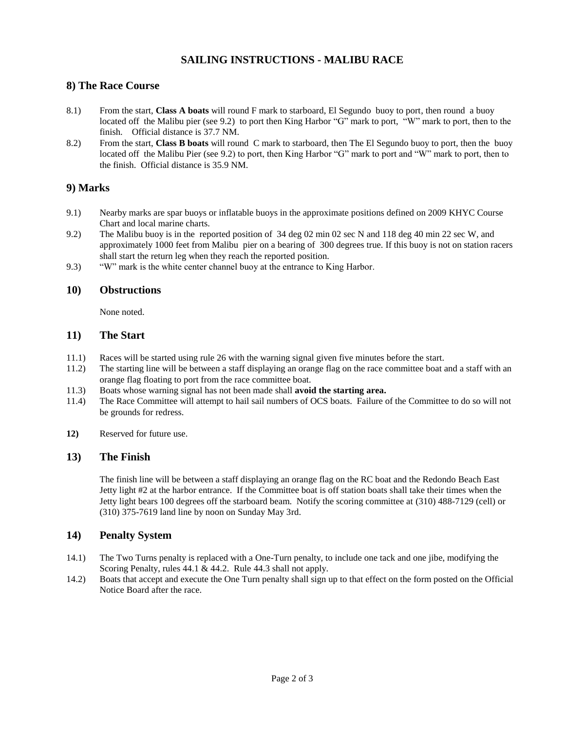# SAILING INSTRUCTIONS - MALIBU RACE

## 8) The Race Course

8.1) From the start, **Class A boats** will round F mark to starboard, El Segundo buoy to port, then round a buoy located off the Malibu pier (see 9.2) to port then King Harbor "G" mark to port, "W" mark to port, then to the finish. Official distance is 37.7 NM.

8.2) From the start, **Class B boats** will round C mark to starboard, then The El Segundo buoy to port, then the buoy located off the Malibu Pier (see 9.2) to port, then King Harbor "G" mark to port and "W" mark to port, then to the finish. Official distance is 35.9 NM.

## 9) Marks

9.1) Nearby marks are spar buoys or inflatable buoys in the approximate positions defined on 2009 KHYC Course Chart and local marine charts.

9.2) The Malibu buoy is in the reported position of 34 deg 02 min 02 sec N and 118 deg 40 min 22 sec W, and approximately 1000 feet from Malibu pier on a bearing of 300 degrees true. If this buoy is not on station racers shall start the return leg when they reach the reported position.

9.3) "W" mark is the white center channel buoy at the entrance to King Harbor.

## 10) Obstructions

None noted.

## 11) The Start

11.1) Races will be started using rule 26 with the warning signal given five minutes before the start.

11.2) The starting line will be between a staff displaying an orange flag on the race committee boat and a staff with an orange flag floating to port from the race committee boat.

11.3) Boats whose warning signal has not been made shall **avoid the starting area.**

11.4) The Race Committee will attempt to hail sail numbers of OCS boats. Failure of the Committee to do so will not be grounds for redress.

**12)** Reserved for future use.

## 13) The Finish

The finish line will be between a staff displaying an orange flag on the RC boat and the Redondo Beach East Jetty light #2 at the harbor entrance. If the Committee boat is off station boats shall take their times when the Jetty light bears 100 degrees off the starboard beam. Notify the scoring committee at (310) 488-7129 (cell) or (310) 375-7619 land line by noon on Sunday May 3rd.

## 14) Penalty System

14.1) The Two Turns penalty is replaced with a One-Turn penalty, to include one tack and one jibe, modifying the Scoring Penalty, rules 44.1 & 44.2. Rule 44.3 shall not apply.

14.2) Boats that accept and execute the One Turn penalty shall sign up to that effect on the form posted on the Official Notice Board after the race.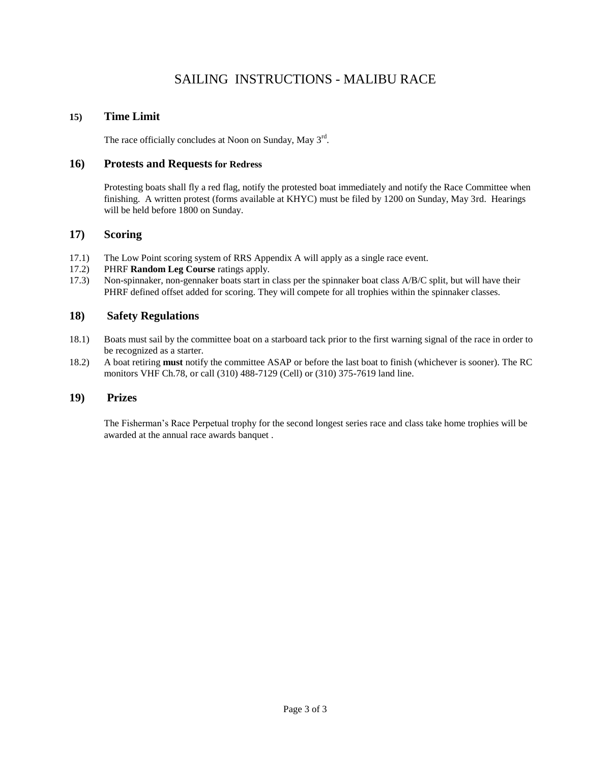# SAILING INSTRUCTIONS - MALIBU RACE

## 15) Time Limit

The race officially concludes at Noon on Sunday, May 3rd.

## 16) Protests and Requests for Redress

Protesting boats shall fly a red flag, notify the protested boat immediately and notify the Race Committee when finishing. A written protest (forms available at KHYC) must be filed by 1200 on Sunday, May 3rd. Hearings will be held before 1800 on Sunday.

## 17) Scoring

17.1) The Low Point scoring system of RRS Appendix A will apply as a single race event.

17.2) PHRF **Random Leg Course** ratings apply.

17.3) Non-spinnaker, non-gennaker boats start in class per the spinnaker boat class A/B/C split, but will have their PHRF defined offset added for scoring. They will compete for all trophies within the spinnaker classes.

## 18) Safety Regulations

18.1) Boats must sail by the committee boat on a starboard tack prior to the first warning signal of the race in order to be recognized as a starter.

18.2) A boat retiring **must** notify the committee ASAP or before the last boat to finish (whichever is sooner). The RC monitors VHF Ch.78, or call (310) 488-7129 (Cell) or (310) 375-7619 land line.

## 19) Prizes

The Fisherman's Race Perpetual trophy for the second longest series race and class take home trophies will be awarded at the annual race awards banquet .